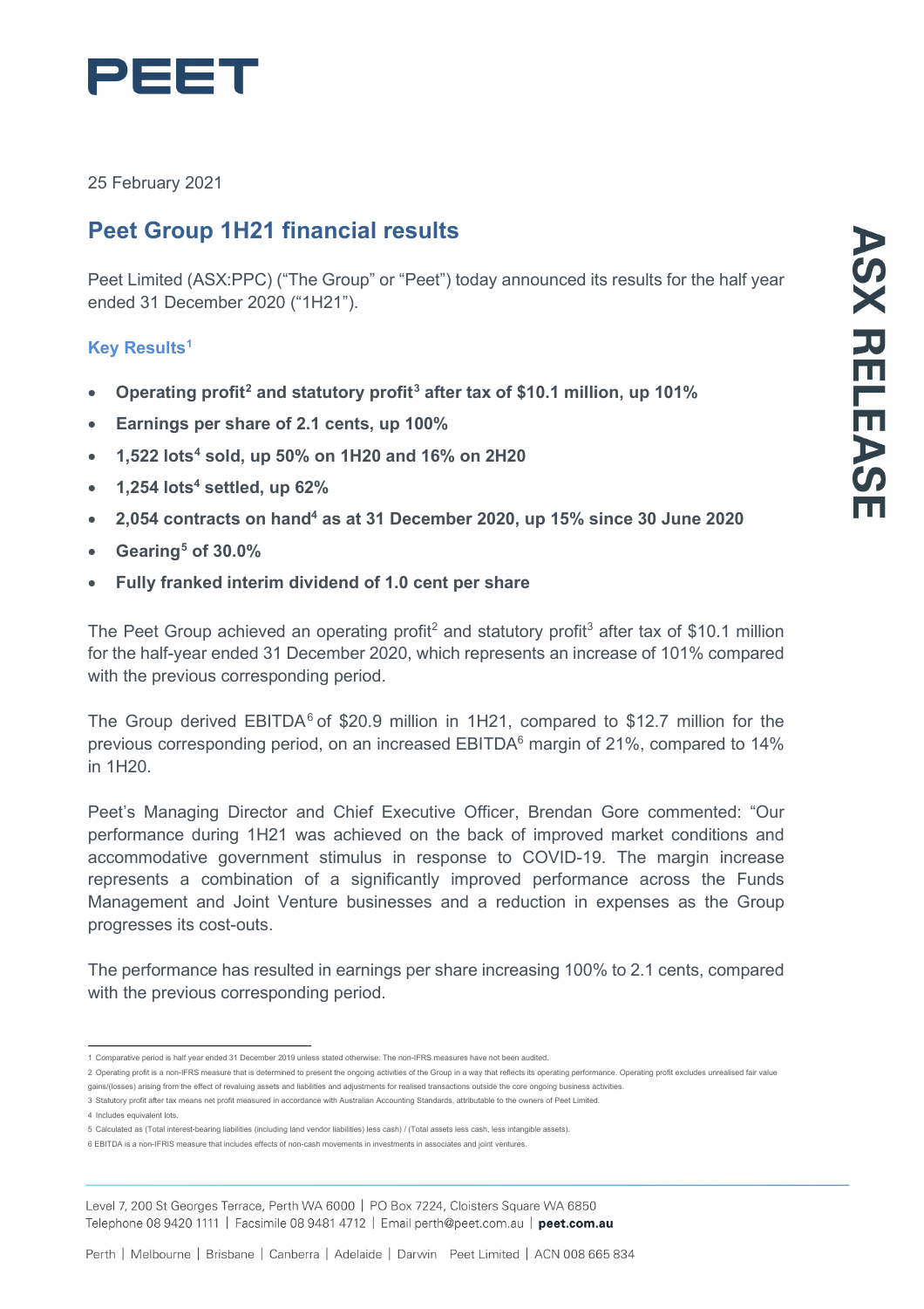# PEET

25 February 2021

## Peet Group 1H21 financial results

Peet Limited (ASX:PPC) ("The Group" or "Peet") today announced its results for the half year ended 31 December 2020 ("1H21").

### Key Results[1]

- **Operating profit[2] and statutory profit[3] after tax of $10.1 million, up 101%**
- **Earnings per share of 2.1 cents, up 100%**
- **1,522 lots[4] sold, up 50% on 1H20 and 16% on 2H20**
- **1,254 lots[4] settled, up 62%**
- **2,054 contracts on hand[4] as at 31 December 2020, up 15% since 30 June 2020**
- **Gearing[5] of 30.0%**
- **Fully franked interim dividend of 1.0 cent per share**

The Peet Group achieved an operating profit[2] and statutory profit[3] after tax of $10.1 million for the half-year ended 31 December 2020, which represents an increase of 101% compared with the previous corresponding period.

The Group derived EBITDA[6] of $20.9 million in 1H21, compared to $12.7 million for the previous corresponding period, on an increased EBITDA[6] margin of 21%, compared to 14% in 1H20.

Peet's Managing Director and Chief Executive Officer, Brendan Gore commented: "Our performance during 1H21 was achieved on the back of improved market conditions and accommodative government stimulus in response to COVID-19. The margin increase represents a combination of a significantly improved performance across the Funds Management and Joint Venture businesses and a reduction in expenses as the Group progresses its cost-outs.

The performance has resulted in earnings per share increasing 100% to 2.1 cents, compared with the previous corresponding period.

---

1 Comparative period is half year ended 31 December 2019 unless stated otherwise. The non-IFRS measures have not been audited.

2 Operating profit is a non-IFRS measure that is determined to present the ongoing activities of the Group in a way that reflects its operating performance. Operating profit excludes unrealised fair value gains/(losses) arising from the effect of revaluing assets and liabilities and adjustments for realised transactions outside the core ongoing business activities.

3 Statutory profit after tax means net profit measured in accordance with Australian Accounting Standards, attributable to the owners of Peet Limited.

4 Includes equivalent lots.

5 Calculated as (Total interest-bearing liabilities (including land vendor liabilities) less cash) / (Total assets less cash, less intangible assets).

6 EBITDA is a non-IFRIS measure that includes effects of non-cash movements in investments in associates and joint ventures.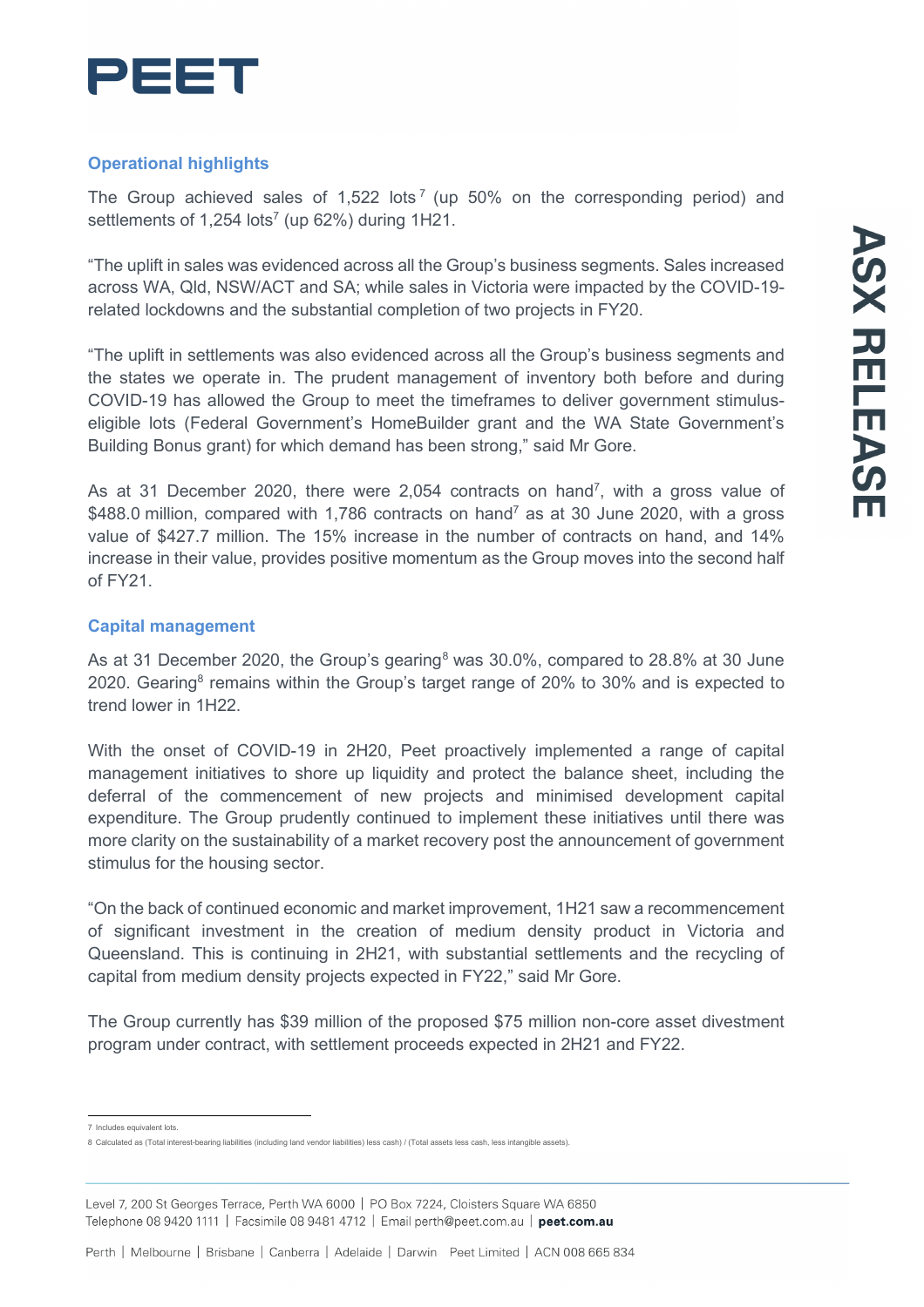## Operational highlights

The Group achieved sales of 1,522 lots[7] (up 50% on the corresponding period) and settlements of 1,254 lots[7] (up 62%) during 1H21.

"The uplift in sales was evidenced across all the Group's business segments. Sales increased across WA, Qld, NSW/ACT and SA; while sales in Victoria were impacted by the COVID-19-related lockdowns and the substantial completion of two projects in FY20.

"The uplift in settlements was also evidenced across all the Group's business segments and the states we operate in. The prudent management of inventory both before and during COVID-19 has allowed the Group to meet the timeframes to deliver government stimulus-eligible lots (Federal Government's HomeBuilder grant and the WA State Government's Building Bonus grant) for which demand has been strong," said Mr Gore.

As at 31 December 2020, there were 2,054 contracts on hand[7], with a gross value of $488.0 million, compared with 1,786 contracts on hand[7] as at 30 June 2020, with a gross value of $427.7 million. The 15% increase in the number of contracts on hand, and 14% increase in their value, provides positive momentum as the Group moves into the second half of FY21.

## Capital management

As at 31 December 2020, the Group's gearing[8] was 30.0%, compared to 28.8% at 30 June 2020. Gearing[8] remains within the Group's target range of 20% to 30% and is expected to trend lower in 1H22.

With the onset of COVID-19 in 2H20, Peet proactively implemented a range of capital management initiatives to shore up liquidity and protect the balance sheet, including the deferral of the commencement of new projects and minimised development capital expenditure. The Group prudently continued to implement these initiatives until there was more clarity on the sustainability of a market recovery post the announcement of government stimulus for the housing sector.

"On the back of continued economic and market improvement, 1H21 saw a recommencement of significant investment in the creation of medium density product in Victoria and Queensland. This is continuing in 2H21, with substantial settlements and the recycling of capital from medium density projects expected in FY22," said Mr Gore.

The Group currently has $39 million of the proposed $75 million non-core asset divestment program under contract, with settlement proceeds expected in 2H21 and FY22.

---

7 Includes equivalent lots.

8 Calculated as (Total interest-bearing liabilities (including land vendor liabilities) less cash) / (Total assets less cash, less intangible assets).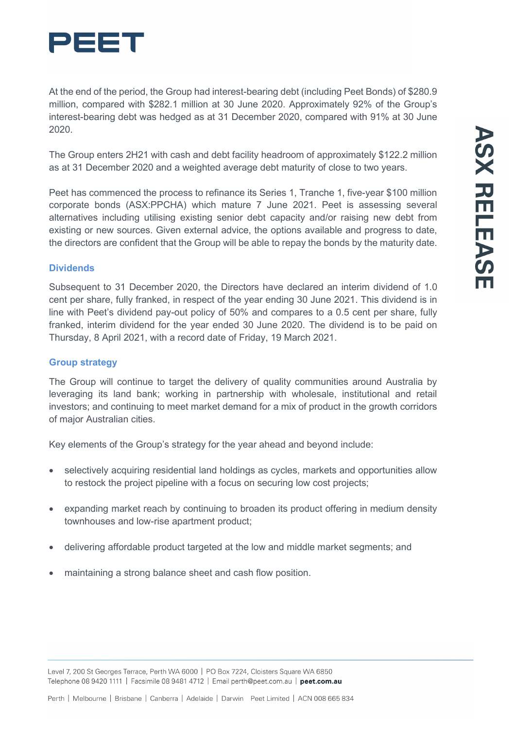At the end of the period, the Group had interest-bearing debt (including Peet Bonds) of $280.9 million, compared with $282.1 million at 30 June 2020. Approximately 92% of the Group's interest-bearing debt was hedged as at 31 December 2020, compared with 91% at 30 June 2020.

The Group enters 2H21 with cash and debt facility headroom of approximately $122.2 million as at 31 December 2020 and a weighted average debt maturity of close to two years.

Peet has commenced the process to refinance its Series 1, Tranche 1, five-year $100 million corporate bonds (ASX:PPCHA) which mature 7 June 2021. Peet is assessing several alternatives including utilising existing senior debt capacity and/or raising new debt from existing or new sources. Given external advice, the options available and progress to date, the directors are confident that the Group will be able to repay the bonds by the maturity date.

## Dividends

Subsequent to 31 December 2020, the Directors have declared an interim dividend of 1.0 cent per share, fully franked, in respect of the year ending 30 June 2021. This dividend is in line with Peet's dividend pay-out policy of 50% and compares to a 0.5 cent per share, fully franked, interim dividend for the year ended 30 June 2020. The dividend is to be paid on Thursday, 8 April 2021, with a record date of Friday, 19 March 2021.

## Group strategy

The Group will continue to target the delivery of quality communities around Australia by leveraging its land bank; working in partnership with wholesale, institutional and retail investors; and continuing to meet market demand for a mix of product in the growth corridors of major Australian cities.

Key elements of the Group's strategy for the year ahead and beyond include:

- selectively acquiring residential land holdings as cycles, markets and opportunities allow to restock the project pipeline with a focus on securing low cost projects;
- expanding market reach by continuing to broaden its product offering in medium density townhouses and low-rise apartment product;
- delivering affordable product targeted at the low and middle market segments; and
- maintaining a strong balance sheet and cash flow position.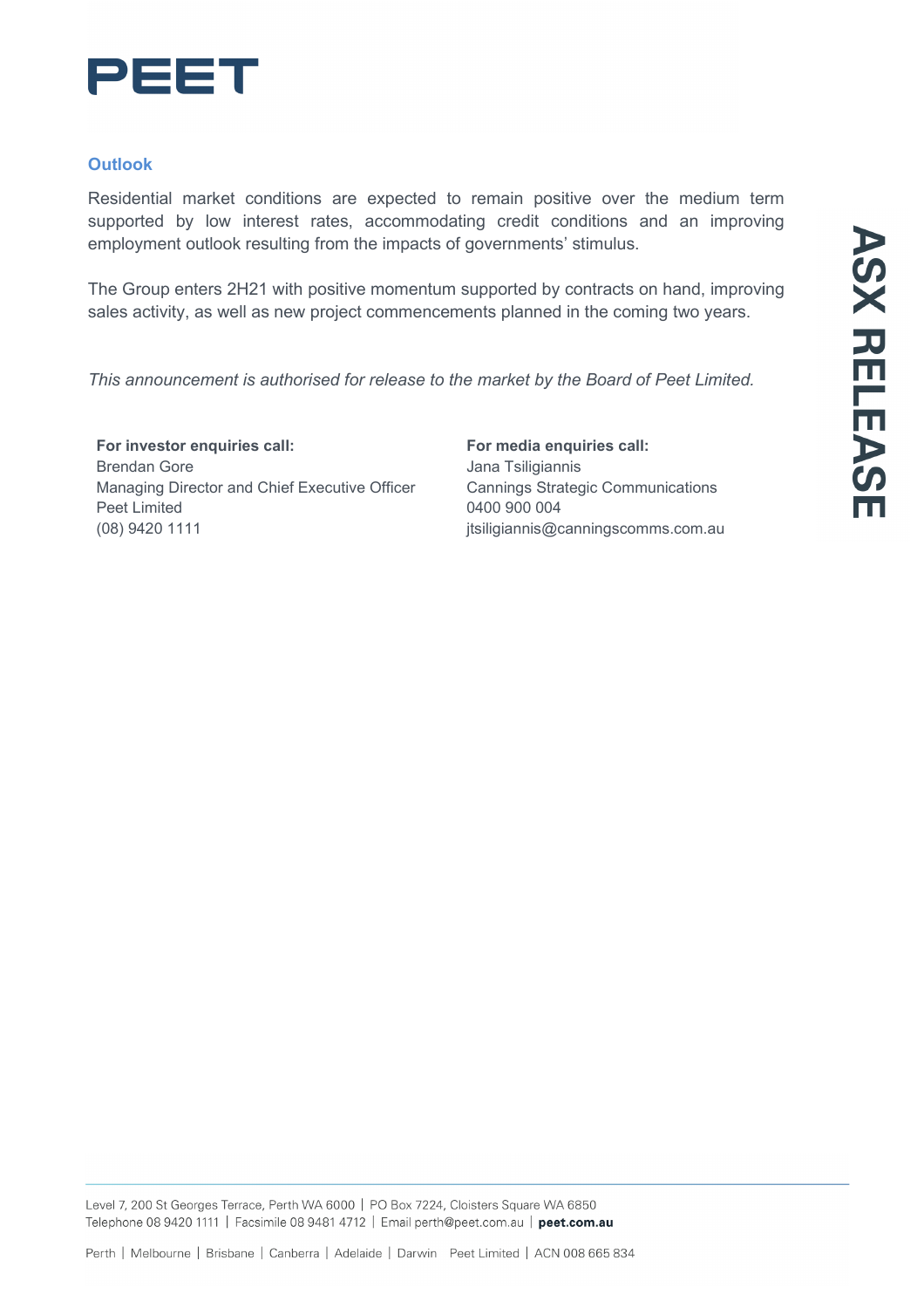### Outlook

Residential market conditions are expected to remain positive over the medium term supported by low interest rates, accommodating credit conditions and an improving employment outlook resulting from the impacts of governments' stimulus.

The Group enters 2H21 with positive momentum supported by contracts on hand, improving sales activity, as well as new project commencements planned in the coming two years.

*This announcement is authorised for release to the market by the Board of Peet Limited.*

**For investor enquiries call:**
Brendan Gore
Managing Director and Chief Executive Officer
Peet Limited
(08) 9420 1111

**For media enquiries call:**
Jana Tsiligiannis
Cannings Strategic Communications
0400 900 004
jtsiligiannis@canningscomms.com.au